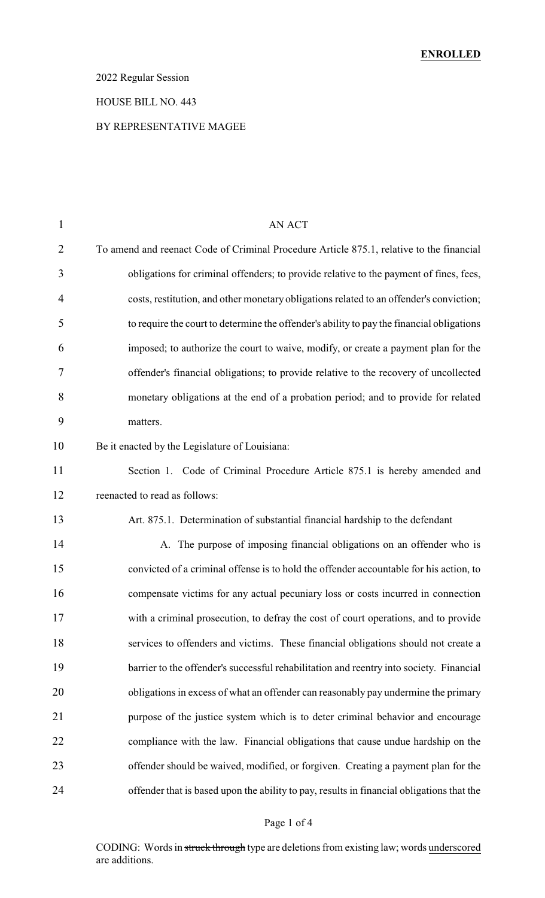**ENROLLED**

2022 Regular Session

HOUSE BILL NO. 443

BY REPRESENTATIVE MAGEE

AN ACT

To amend and reenact Code of Criminal Procedure Article 875.1, relative to the financial obligations for criminal offenders; to provide relative to the payment of fines, fees, costs, restitution, and other monetary obligations related to an offender's conviction; to require the court to determine the offender's ability to pay the financial obligations imposed; to authorize the court to waive, modify, or create a payment plan for the offender's financial obligations; to provide relative to the recovery of uncollected monetary obligations at the end of a probation period; and to provide for related matters.

Be it enacted by the Legislature of Louisiana:

Section 1. Code of Criminal Procedure Article 875.1 is hereby amended and reenacted to read as follows:

Art. 875.1. Determination of substantial financial hardship to the defendant

A. The purpose of imposing financial obligations on an offender who is convicted of a criminal offense is to hold the offender accountable for his action, to compensate victims for any actual pecuniary loss or costs incurred in connection with a criminal prosecution, to defray the cost of court operations, and to provide services to offenders and victims. These financial obligations should not create a barrier to the offender's successful rehabilitation and reentry into society. Financial obligations in excess of what an offender can reasonably pay undermine the primary purpose of the justice system which is to deter criminal behavior and encourage compliance with the law. Financial obligations that cause undue hardship on the offender should be waived, modified, or forgiven. Creating a payment plan for the offender that is based upon the ability to pay, results in financial obligations that the

CODING: Words in ~~struck through~~ type are deletions from existing law; words underscored are additions.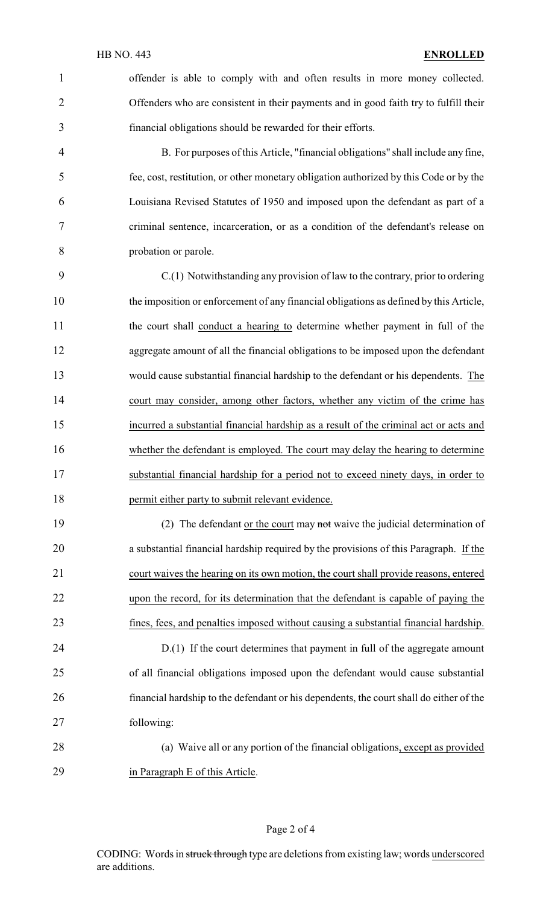offender is able to comply with and often results in more money collected. Offenders who are consistent in their payments and in good faith try to fulfill their financial obligations should be rewarded for their efforts.

B. For purposes of this Article, "financial obligations" shall include any fine, fee, cost, restitution, or other monetary obligation authorized by this Code or by the Louisiana Revised Statutes of 1950 and imposed upon the defendant as part of a criminal sentence, incarceration, or as a condition of the defendant's release on probation or parole.

C.(1) Notwithstanding any provision of law to the contrary, prior to ordering the imposition or enforcement of any financial obligations as defined by this Article, the court shall conduct a hearing to determine whether payment in full of the aggregate amount of all the financial obligations to be imposed upon the defendant would cause substantial financial hardship to the defendant or his dependents. The court may consider, among other factors, whether any victim of the crime has incurred a substantial financial hardship as a result of the criminal act or acts and whether the defendant is employed. The court may delay the hearing to determine substantial financial hardship for a period not to exceed ninety days, in order to permit either party to submit relevant evidence.

(2) The defendant or the court may ~~not~~ waive the judicial determination of a substantial financial hardship required by the provisions of this Paragraph. If the court waives the hearing on its own motion, the court shall provide reasons, entered upon the record, for its determination that the defendant is capable of paying the fines, fees, and penalties imposed without causing a substantial financial hardship.

D.(1) If the court determines that payment in full of the aggregate amount of all financial obligations imposed upon the defendant would cause substantial financial hardship to the defendant or his dependents, the court shall do either of the following:

(a) Waive all or any portion of the financial obligations, except as provided in Paragraph E of this Article.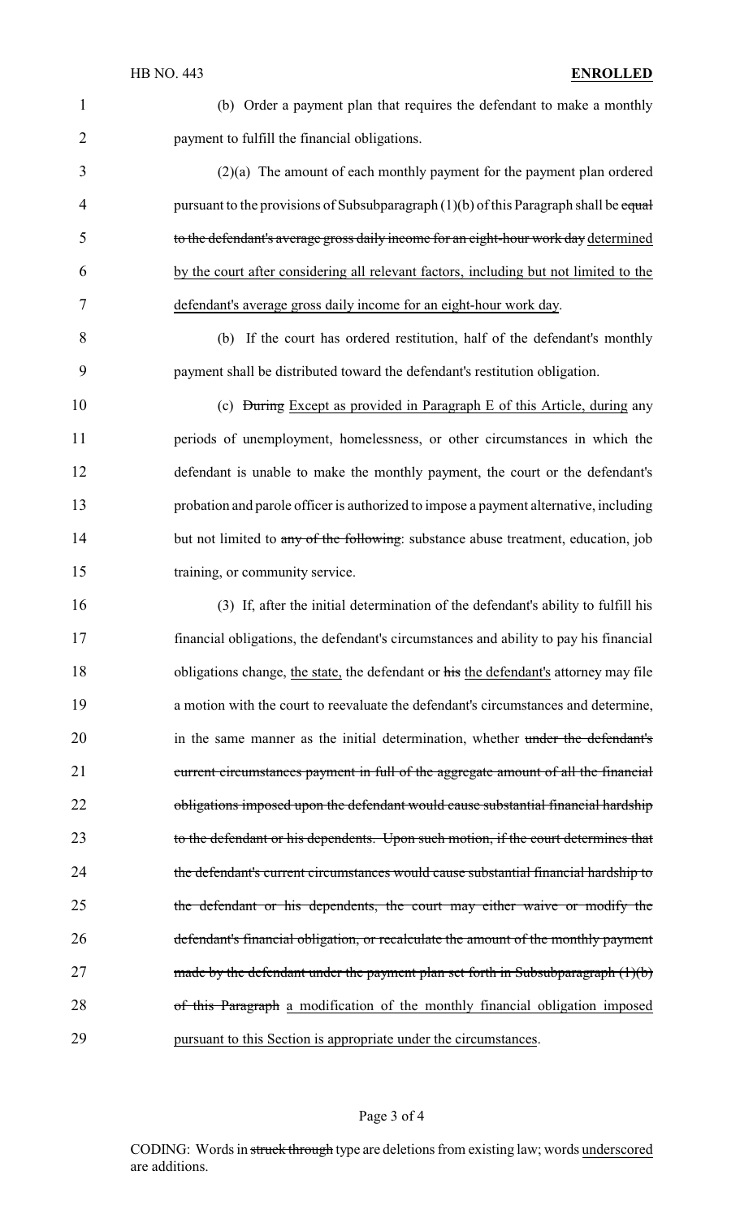(b) Order a payment plan that requires the defendant to make a monthly payment to fulfill the financial obligations.

(2)(a) The amount of each monthly payment for the payment plan ordered pursuant to the provisions of Subsubparagraph (1)(b) of this Paragraph shall be ~~equal to the defendant's average gross daily income for an eight-hour work day~~ <u>determined by the court after considering all relevant factors, including but not limited to the defendant's average gross daily income for an eight-hour work day</u>.

(b) If the court has ordered restitution, half of the defendant's monthly payment shall be distributed toward the defendant's restitution obligation.

(c) ~~During~~ <u>Except as provided in Paragraph E of this Article, during</u> any periods of unemployment, homelessness, or other circumstances in which the defendant is unable to make the monthly payment, the court or the defendant's probation and parole officer is authorized to impose a payment alternative, including but not limited to ~~any of the following~~: substance abuse treatment, education, job training, or community service.

(3) If, after the initial determination of the defendant's ability to fulfill his financial obligations, the defendant's circumstances and ability to pay his financial obligations change, <u>the state,</u> the defendant or ~~his~~ <u>the defendant's</u> attorney may file a motion with the court to reevaluate the defendant's circumstances and determine, in the same manner as the initial determination, whether ~~under the defendant's current circumstances payment in full of the aggregate amount of all the financial obligations imposed upon the defendant would cause substantial financial hardship to the defendant or his dependents. Upon such motion, if the court determines that the defendant's current circumstances would cause substantial financial hardship to the defendant or his dependents, the court may either waive or modify the defendant's financial obligation, or recalculate the amount of the monthly payment made by the defendant under the payment plan set forth in Subsubparagraph (1)(b) of this Paragraph~~ <u>a modification of the monthly financial obligation imposed pursuant to this Section is appropriate under the circumstances</u>.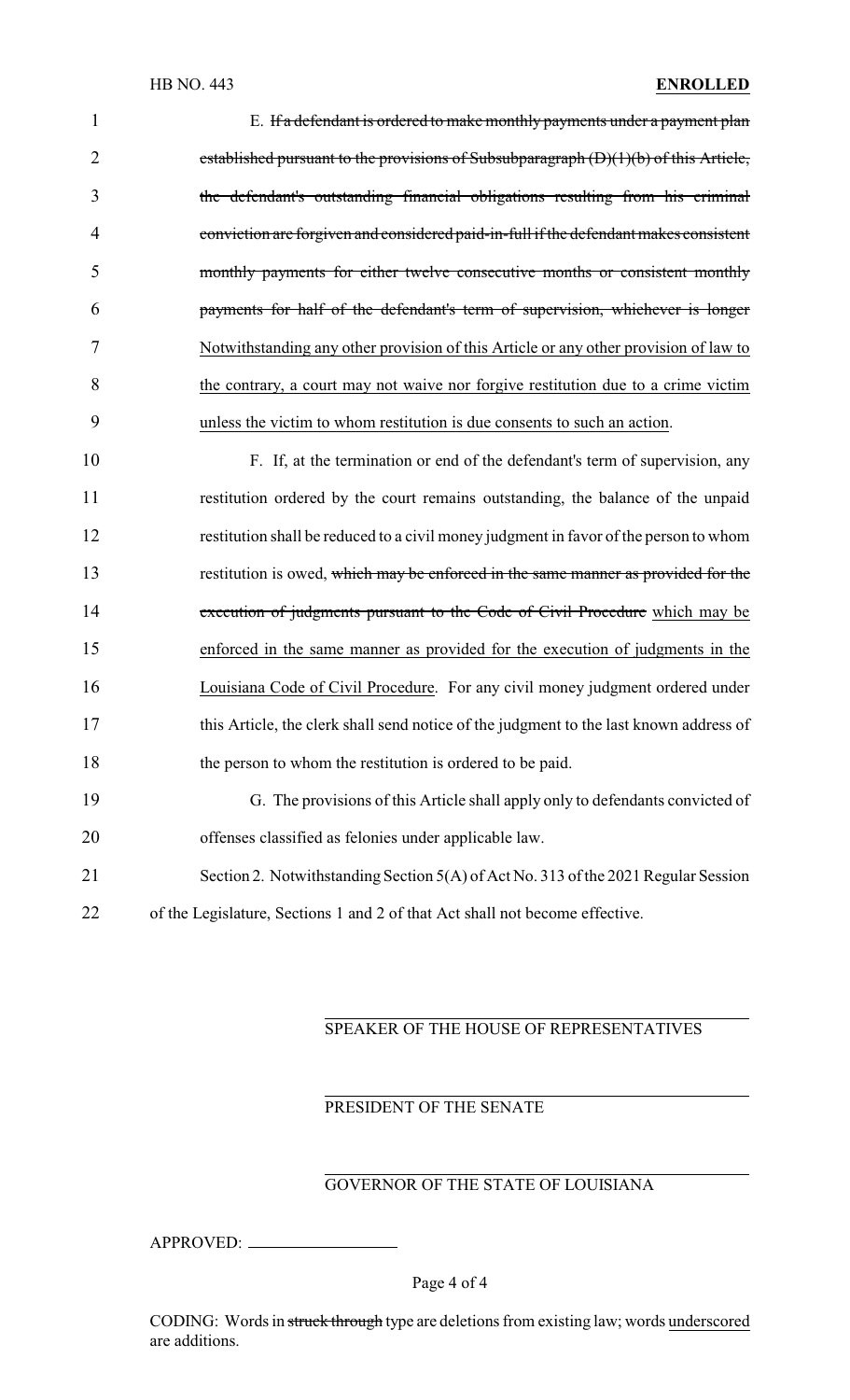E. ~~If a defendant is ordered to make monthly payments under a payment plan established pursuant to the provisions of Subsubparagraph (D)(1)(b) of this Article, the defendant's outstanding financial obligations resulting from his criminal conviction are forgiven and considered paid-in-full if the defendant makes consistent monthly payments for either twelve consecutive months or consistent monthly payments for half of the defendant's term of supervision, whichever is longer~~ <u>Notwithstanding any other provision of this Article or any other provision of law to the contrary, a court may not waive nor forgive restitution due to a crime victim unless the victim to whom restitution is due consents to such an action</u>.

F. If, at the termination or end of the defendant's term of supervision, any restitution ordered by the court remains outstanding, the balance of the unpaid restitution shall be reduced to a civil money judgment in favor of the person to whom restitution is owed, ~~which may be enforced in the same manner as provided for the execution of judgments pursuant to the Code of Civil Procedure~~ <u>which may be enforced in the same manner as provided for the execution of judgments in the Louisiana Code of Civil Procedure</u>. For any civil money judgment ordered under this Article, the clerk shall send notice of the judgment to the last known address of the person to whom the restitution is ordered to be paid.

G. The provisions of this Article shall apply only to defendants convicted of offenses classified as felonies under applicable law.

Section 2. Notwithstanding Section 5(A) of Act No. 313 of the 2021 Regular Session of the Legislature, Sections 1 and 2 of that Act shall not become effective.

SPEAKER OF THE HOUSE OF REPRESENTATIVES

PRESIDENT OF THE SENATE

GOVERNOR OF THE STATE OF LOUISIANA

APPROVED: \_\_\_\_\_\_\_\_\_\_\_\_\_\_\_\_\_\_

CODING: Words in ~~struck through~~ type are deletions from existing law; words <u>underscored</u> are additions.